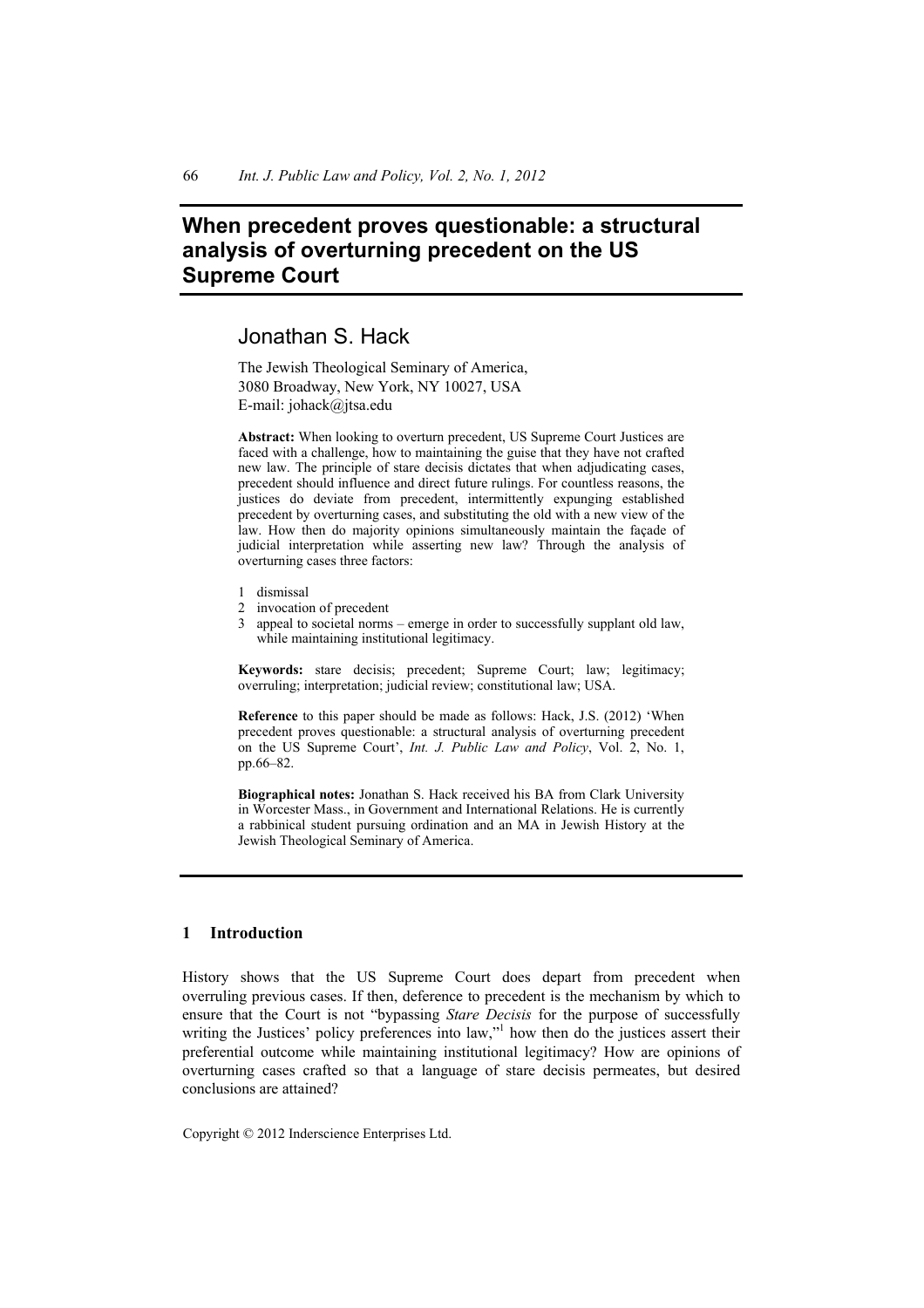# When precedent proves questionable: a structural analysis of overturning precedent on the US Supreme Court

## Jonathan S. Hack

The Jewish Theological Seminary of America,
3080 Broadway, New York, NY 10027, USA
E-mail: johack@jtsa.edu

**Abstract:** When looking to overturn precedent, US Supreme Court Justices are faced with a challenge, how to maintaining the guise that they have not crafted new law. The principle of stare decisis dictates that when adjudicating cases, precedent should influence and direct future rulings. For countless reasons, the justices do deviate from precedent, intermittently expunging established precedent by overturning cases, and substituting the old with a new view of the law. How then do majority opinions simultaneously maintain the façade of judicial interpretation while asserting new law? Through the analysis of overturning cases three factors:

1. dismissal
2. invocation of precedent
3. appeal to societal norms – emerge in order to successfully supplant old law, while maintaining institutional legitimacy.

**Keywords:** stare decisis; precedent; Supreme Court; law; legitimacy; overruling; interpretation; judicial review; constitutional law; USA.

**Reference** to this paper should be made as follows: Hack, J.S. (2012) 'When precedent proves questionable: a structural analysis of overturning precedent on the US Supreme Court', *Int. J. Public Law and Policy*, Vol. 2, No. 1, pp.66–82.

**Biographical notes:** Jonathan S. Hack received his BA from Clark University in Worcester Mass., in Government and International Relations. He is currently a rabbinical student pursuing ordination and an MA in Jewish History at the Jewish Theological Seminary of America.

## 1 Introduction

History shows that the US Supreme Court does depart from precedent when overruling previous cases. If then, deference to precedent is the mechanism by which to ensure that the Court is not "bypassing *Stare Decisis* for the purpose of successfully writing the Justices' policy preferences into law,"[1] how then do the justices assert their preferential outcome while maintaining institutional legitimacy? How are opinions of overturning cases crafted so that a language of stare decisis permeates, but desired conclusions are attained?

Copyright © 2012 Inderscience Enterprises Ltd.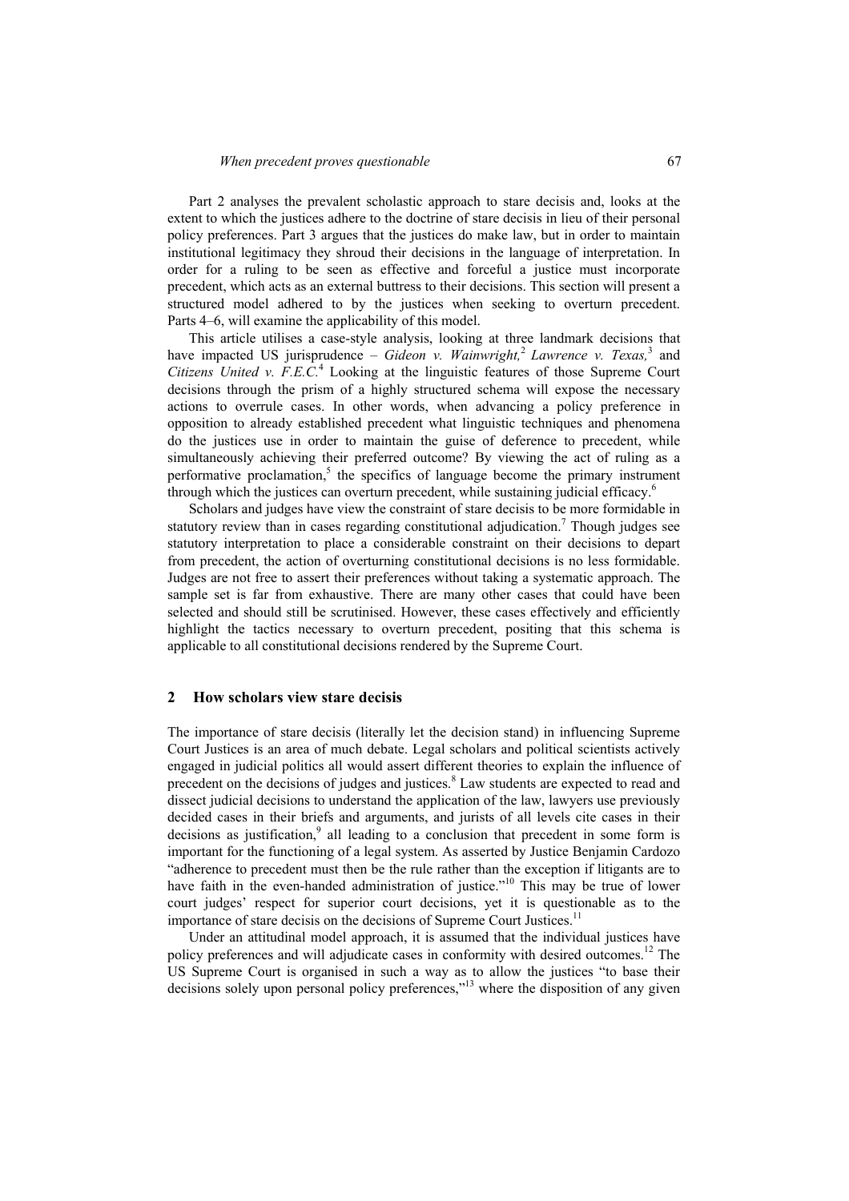Part 2 analyses the prevalent scholastic approach to stare decisis and, looks at the extent to which the justices adhere to the doctrine of stare decisis in lieu of their personal policy preferences. Part 3 argues that the justices do make law, but in order to maintain institutional legitimacy they shroud their decisions in the language of interpretation. In order for a ruling to be seen as effective and forceful a justice must incorporate precedent, which acts as an external buttress to their decisions. This section will present a structured model adhered to by the justices when seeking to overturn precedent. Parts 4–6, will examine the applicability of this model.

This article utilises a case-style analysis, looking at three landmark decisions that have impacted US jurisprudence – *Gideon v. Wainwright,*[2] *Lawrence v. Texas,*[3] and *Citizens United v. F.E.C.*[4] Looking at the linguistic features of those Supreme Court decisions through the prism of a highly structured schema will expose the necessary actions to overrule cases. In other words, when advancing a policy preference in opposition to already established precedent what linguistic techniques and phenomena do the justices use in order to maintain the guise of deference to precedent, while simultaneously achieving their preferred outcome? By viewing the act of ruling as a performative proclamation,[5] the specifics of language become the primary instrument through which the justices can overturn precedent, while sustaining judicial efficacy.[6]

Scholars and judges have view the constraint of stare decisis to be more formidable in statutory review than in cases regarding constitutional adjudication.[7] Though judges see statutory interpretation to place a considerable constraint on their decisions to depart from precedent, the action of overturning constitutional decisions is no less formidable. Judges are not free to assert their preferences without taking a systematic approach. The sample set is far from exhaustive. There are many other cases that could have been selected and should still be scrutinised. However, these cases effectively and efficiently highlight the tactics necessary to overturn precedent, positing that this schema is applicable to all constitutional decisions rendered by the Supreme Court.

## 2 How scholars view stare decisis

The importance of stare decisis (literally let the decision stand) in influencing Supreme Court Justices is an area of much debate. Legal scholars and political scientists actively engaged in judicial politics all would assert different theories to explain the influence of precedent on the decisions of judges and justices.[8] Law students are expected to read and dissect judicial decisions to understand the application of the law, lawyers use previously decided cases in their briefs and arguments, and jurists of all levels cite cases in their decisions as justification,[9] all leading to a conclusion that precedent in some form is important for the functioning of a legal system. As asserted by Justice Benjamin Cardozo "adherence to precedent must then be the rule rather than the exception if litigants are to have faith in the even-handed administration of justice."[10] This may be true of lower court judges' respect for superior court decisions, yet it is questionable as to the importance of stare decisis on the decisions of Supreme Court Justices.[11]

Under an attitudinal model approach, it is assumed that the individual justices have policy preferences and will adjudicate cases in conformity with desired outcomes.[12] The US Supreme Court is organised in such a way as to allow the justices "to base their decisions solely upon personal policy preferences,"[13] where the disposition of any given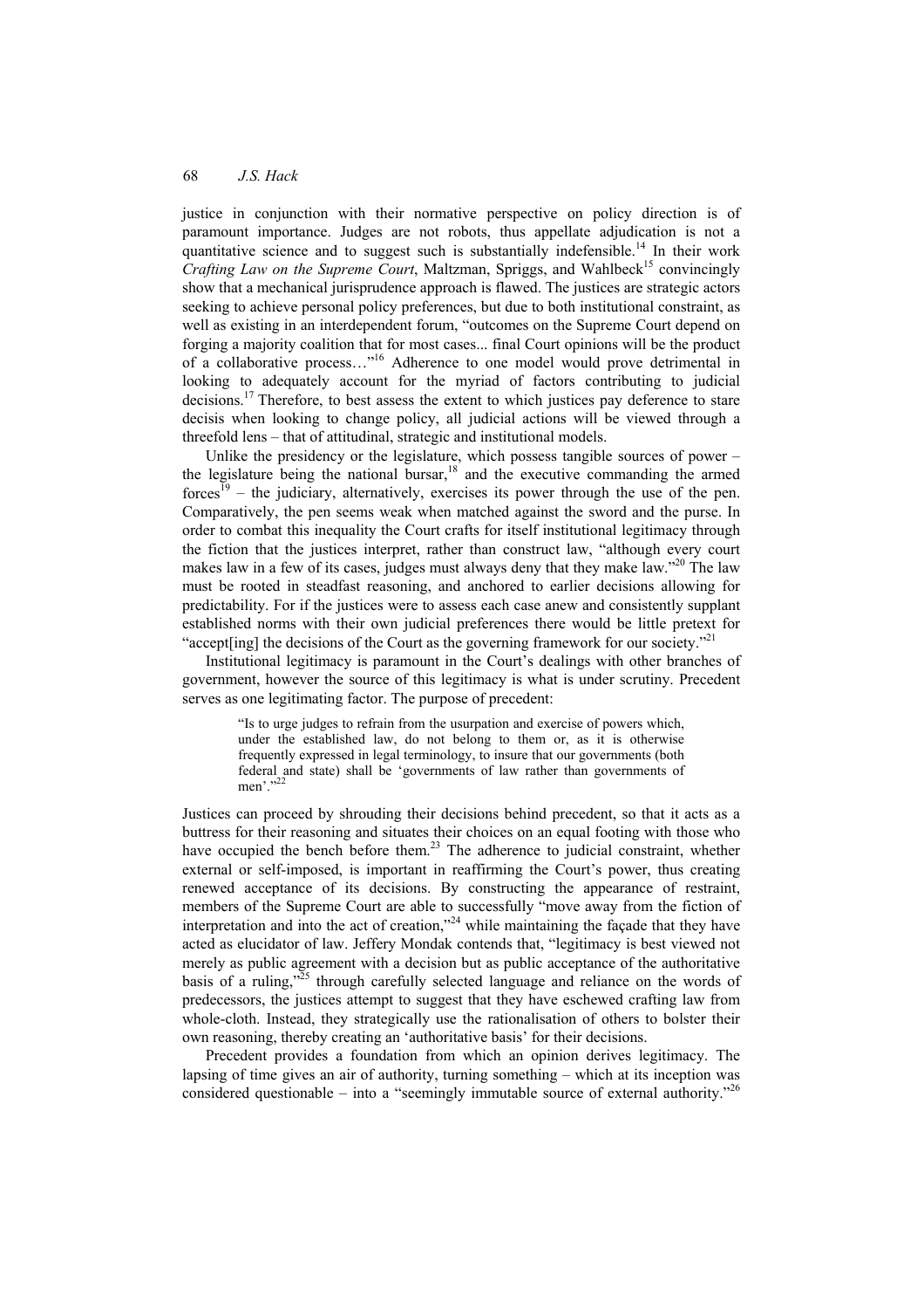justice in conjunction with their normative perspective on policy direction is of paramount importance. Judges are not robots, thus appellate adjudication is not a quantitative science and to suggest such is substantially indefensible.[14] In their work *Crafting Law on the Supreme Court*, Maltzman, Spriggs, and Wahlbeck[15] convincingly show that a mechanical jurisprudence approach is flawed. The justices are strategic actors seeking to achieve personal policy preferences, but due to both institutional constraint, as well as existing in an interdependent forum, "outcomes on the Supreme Court depend on forging a majority coalition that for most cases... final Court opinions will be the product of a collaborative process…"[16] Adherence to one model would prove detrimental in looking to adequately account for the myriad of factors contributing to judicial decisions.[17] Therefore, to best assess the extent to which justices pay deference to stare decisis when looking to change policy, all judicial actions will be viewed through a threefold lens – that of attitudinal, strategic and institutional models.

Unlike the presidency or the legislature, which possess tangible sources of power – the legislature being the national bursar,[18] and the executive commanding the armed forces[19] – the judiciary, alternatively, exercises its power through the use of the pen. Comparatively, the pen seems weak when matched against the sword and the purse. In order to combat this inequality the Court crafts for itself institutional legitimacy through the fiction that the justices interpret, rather than construct law, "although every court makes law in a few of its cases, judges must always deny that they make law."[20] The law must be rooted in steadfast reasoning, and anchored to earlier decisions allowing for predictability. For if the justices were to assess each case anew and consistently supplant established norms with their own judicial preferences there would be little pretext for "accept[ing] the decisions of the Court as the governing framework for our society."[21]

Institutional legitimacy is paramount in the Court's dealings with other branches of government, however the source of this legitimacy is what is under scrutiny. Precedent serves as one legitimating factor. The purpose of precedent:

> "Is to urge judges to refrain from the usurpation and exercise of powers which, under the established law, do not belong to them or, as it is otherwise frequently expressed in legal terminology, to insure that our governments (both federal and state) shall be 'governments of law rather than governments of men'."[22]

Justices can proceed by shrouding their decisions behind precedent, so that it acts as a buttress for their reasoning and situates their choices on an equal footing with those who have occupied the bench before them.[23] The adherence to judicial constraint, whether external or self-imposed, is important in reaffirming the Court's power, thus creating renewed acceptance of its decisions. By constructing the appearance of restraint, members of the Supreme Court are able to successfully "move away from the fiction of interpretation and into the act of creation,"[24] while maintaining the façade that they have acted as elucidator of law. Jeffery Mondak contends that, "legitimacy is best viewed not merely as public agreement with a decision but as public acceptance of the authoritative basis of a ruling,"[25] through carefully selected language and reliance on the words of predecessors, the justices attempt to suggest that they have eschewed crafting law from whole-cloth. Instead, they strategically use the rationalisation of others to bolster their own reasoning, thereby creating an 'authoritative basis' for their decisions.

Precedent provides a foundation from which an opinion derives legitimacy. The lapsing of time gives an air of authority, turning something – which at its inception was considered questionable – into a "seemingly immutable source of external authority."[26]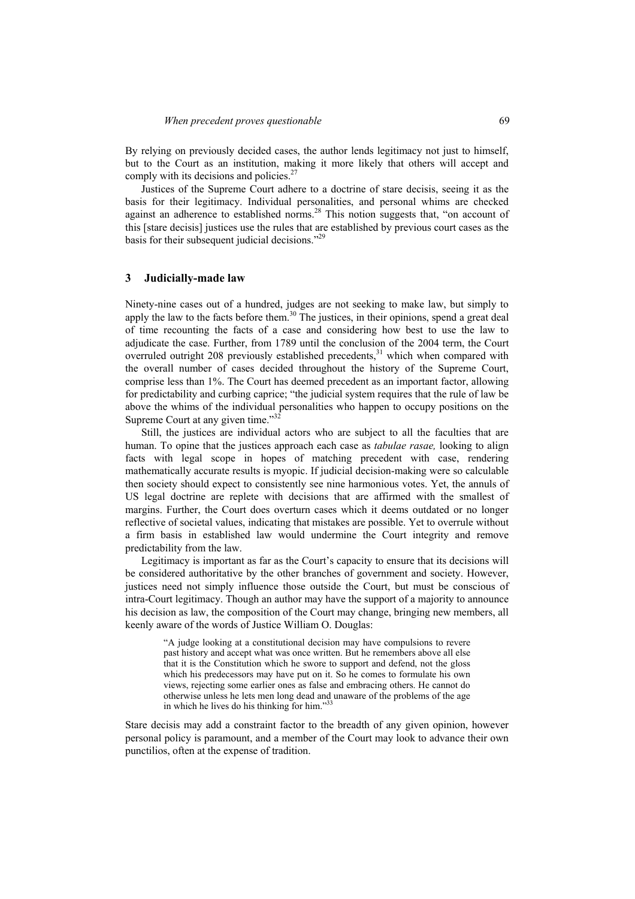By relying on previously decided cases, the author lends legitimacy not just to himself, but to the Court as an institution, making it more likely that others will accept and comply with its decisions and policies.[27]

Justices of the Supreme Court adhere to a doctrine of stare decisis, seeing it as the basis for their legitimacy. Individual personalities, and personal whims are checked against an adherence to established norms.[28] This notion suggests that, "on account of this [stare decisis] justices use the rules that are established by previous court cases as the basis for their subsequent judicial decisions."[29]

## 3 Judicially-made law

Ninety-nine cases out of a hundred, judges are not seeking to make law, but simply to apply the law to the facts before them.[30] The justices, in their opinions, spend a great deal of time recounting the facts of a case and considering how best to use the law to adjudicate the case. Further, from 1789 until the conclusion of the 2004 term, the Court overruled outright 208 previously established precedents,[31] which when compared with the overall number of cases decided throughout the history of the Supreme Court, comprise less than 1%. The Court has deemed precedent as an important factor, allowing for predictability and curbing caprice; "the judicial system requires that the rule of law be above the whims of the individual personalities who happen to occupy positions on the Supreme Court at any given time."[32]

Still, the justices are individual actors who are subject to all the faculties that are human. To opine that the justices approach each case as *tabulae rasae,* looking to align facts with legal scope in hopes of matching precedent with case, rendering mathematically accurate results is myopic. If judicial decision-making were so calculable then society should expect to consistently see nine harmonious votes. Yet, the annuls of US legal doctrine are replete with decisions that are affirmed with the smallest of margins. Further, the Court does overturn cases which it deems outdated or no longer reflective of societal values, indicating that mistakes are possible. Yet to overrule without a firm basis in established law would undermine the Court integrity and remove predictability from the law.

Legitimacy is important as far as the Court's capacity to ensure that its decisions will be considered authoritative by the other branches of government and society. However, justices need not simply influence those outside the Court, but must be conscious of intra-Court legitimacy. Though an author may have the support of a majority to announce his decision as law, the composition of the Court may change, bringing new members, all keenly aware of the words of Justice William O. Douglas:

> "A judge looking at a constitutional decision may have compulsions to revere past history and accept what was once written. But he remembers above all else that it is the Constitution which he swore to support and defend, not the gloss which his predecessors may have put on it. So he comes to formulate his own views, rejecting some earlier ones as false and embracing others. He cannot do otherwise unless he lets men long dead and unaware of the problems of the age in which he lives do his thinking for him."[33]

Stare decisis may add a constraint factor to the breadth of any given opinion, however personal policy is paramount, and a member of the Court may look to advance their own punctilios, often at the expense of tradition.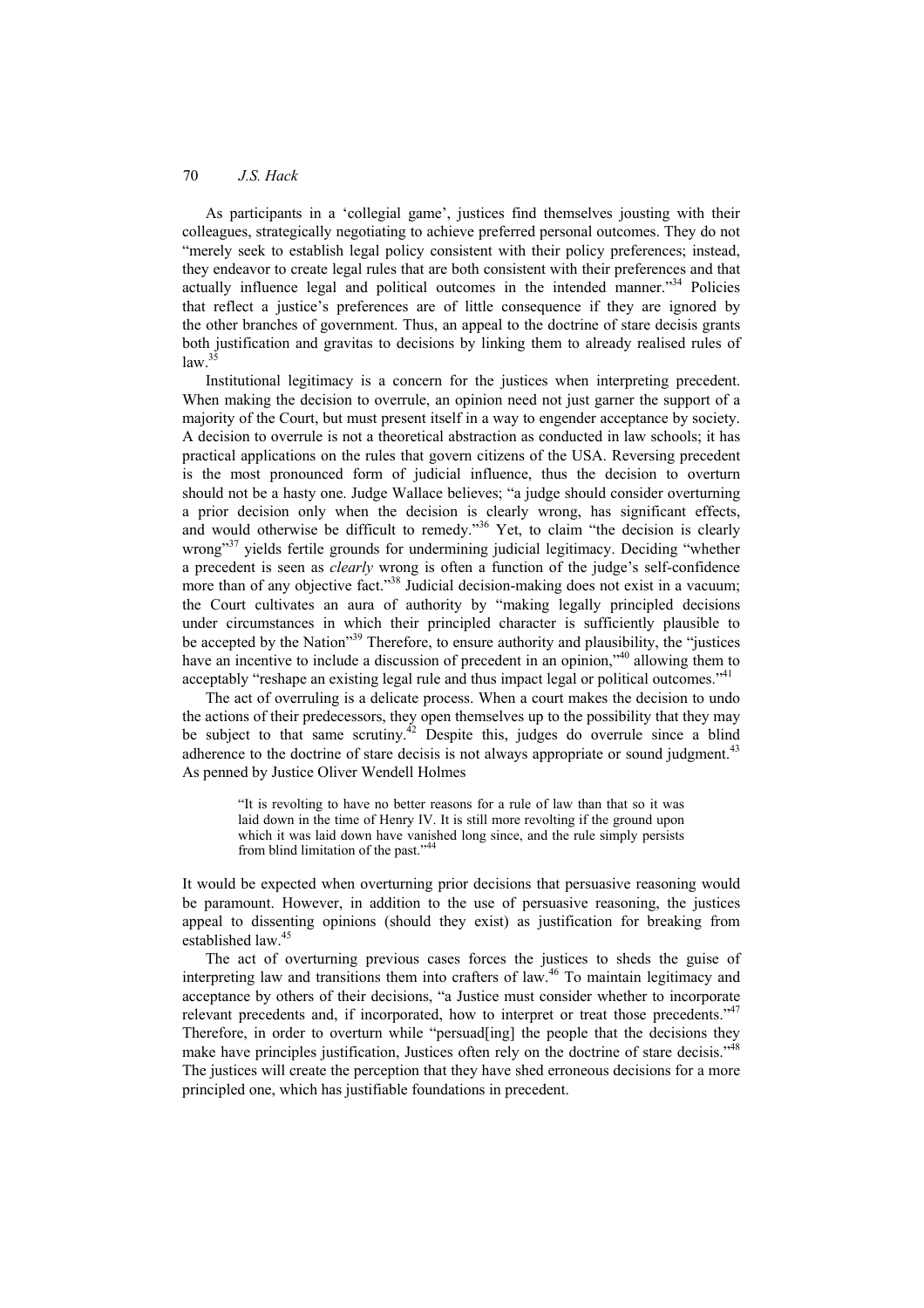As participants in a 'collegial game', justices find themselves jousting with their colleagues, strategically negotiating to achieve preferred personal outcomes. They do not "merely seek to establish legal policy consistent with their policy preferences; instead, they endeavor to create legal rules that are both consistent with their preferences and that actually influence legal and political outcomes in the intended manner."[34] Policies that reflect a justice's preferences are of little consequence if they are ignored by the other branches of government. Thus, an appeal to the doctrine of stare decisis grants both justification and gravitas to decisions by linking them to already realised rules of law.[35]

Institutional legitimacy is a concern for the justices when interpreting precedent. When making the decision to overrule, an opinion need not just garner the support of a majority of the Court, but must present itself in a way to engender acceptance by society. A decision to overrule is not a theoretical abstraction as conducted in law schools; it has practical applications on the rules that govern citizens of the USA. Reversing precedent is the most pronounced form of judicial influence, thus the decision to overturn should not be a hasty one. Judge Wallace believes; "a judge should consider overturning a prior decision only when the decision is clearly wrong, has significant effects, and would otherwise be difficult to remedy."[36] Yet, to claim "the decision is clearly wrong"[37] yields fertile grounds for undermining judicial legitimacy. Deciding "whether a precedent is seen as *clearly* wrong is often a function of the judge's self-confidence more than of any objective fact."[38] Judicial decision-making does not exist in a vacuum; the Court cultivates an aura of authority by "making legally principled decisions under circumstances in which their principled character is sufficiently plausible to be accepted by the Nation"[39] Therefore, to ensure authority and plausibility, the "justices have an incentive to include a discussion of precedent in an opinion,"[40] allowing them to acceptably "reshape an existing legal rule and thus impact legal or political outcomes."[41]

The act of overruling is a delicate process. When a court makes the decision to undo the actions of their predecessors, they open themselves up to the possibility that they may be subject to that same scrutiny.[42] Despite this, judges do overrule since a blind adherence to the doctrine of stare decisis is not always appropriate or sound judgment.[43] As penned by Justice Oliver Wendell Holmes

> "It is revolting to have no better reasons for a rule of law than that so it was laid down in the time of Henry IV. It is still more revolting if the ground upon which it was laid down have vanished long since, and the rule simply persists from blind limitation of the past."[44]

It would be expected when overturning prior decisions that persuasive reasoning would be paramount. However, in addition to the use of persuasive reasoning, the justices appeal to dissenting opinions (should they exist) as justification for breaking from established law.[45]

The act of overturning previous cases forces the justices to sheds the guise of interpreting law and transitions them into crafters of law.[46] To maintain legitimacy and acceptance by others of their decisions, "a Justice must consider whether to incorporate relevant precedents and, if incorporated, how to interpret or treat those precedents."[47] Therefore, in order to overturn while "persuad[ing] the people that the decisions they make have principles justification, Justices often rely on the doctrine of stare decisis."[48] The justices will create the perception that they have shed erroneous decisions for a more principled one, which has justifiable foundations in precedent.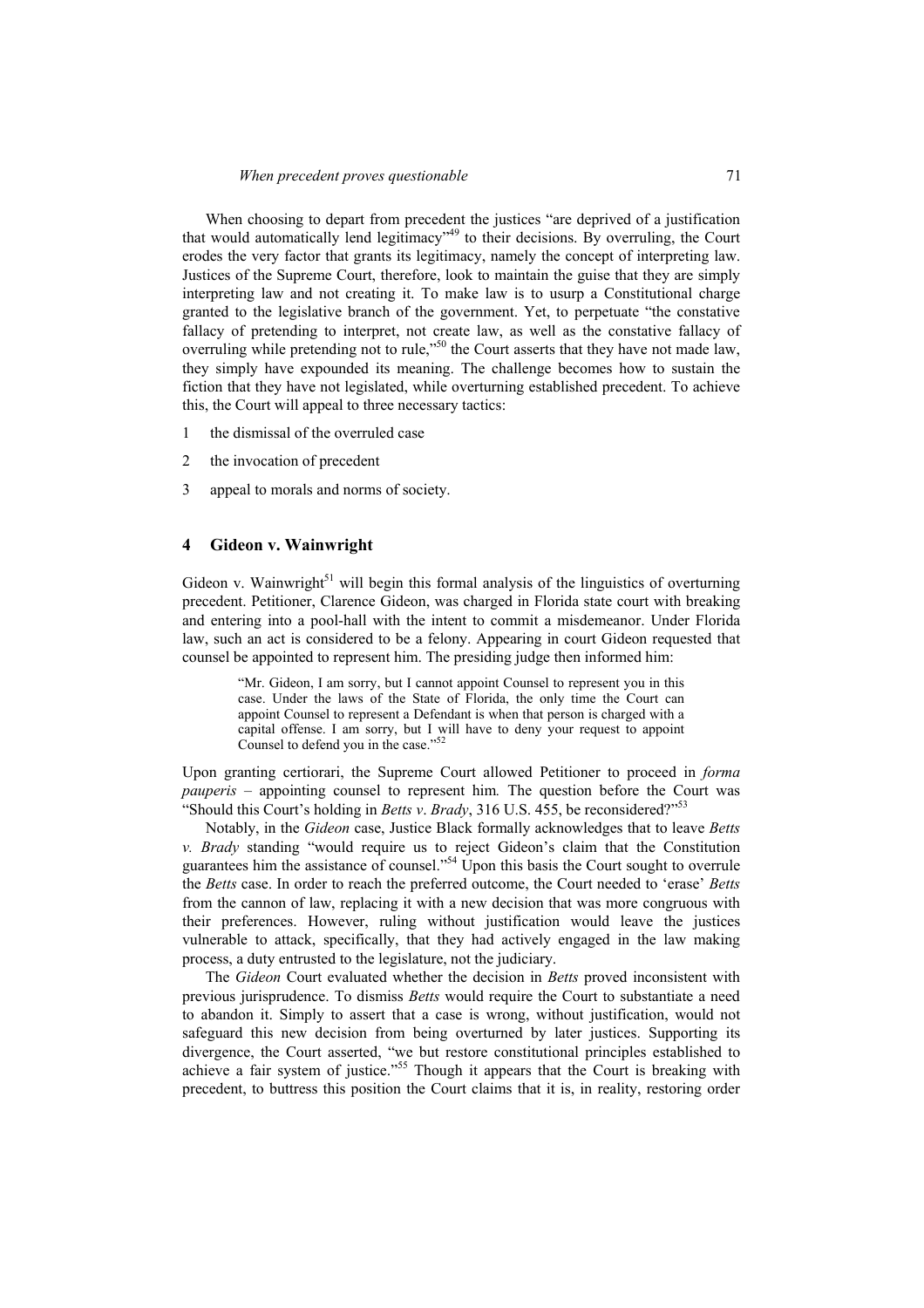When choosing to depart from precedent the justices "are deprived of a justification that would automatically lend legitimacy"[49] to their decisions. By overruling, the Court erodes the very factor that grants its legitimacy, namely the concept of interpreting law. Justices of the Supreme Court, therefore, look to maintain the guise that they are simply interpreting law and not creating it. To make law is to usurp a Constitutional charge granted to the legislative branch of the government. Yet, to perpetuate "the constative fallacy of pretending to interpret, not create law, as well as the constative fallacy of overruling while pretending not to rule,"[50] the Court asserts that they have not made law, they simply have expounded its meaning. The challenge becomes how to sustain the fiction that they have not legislated, while overturning established precedent. To achieve this, the Court will appeal to three necessary tactics:

1. the dismissal of the overruled case
2. the invocation of precedent
3. appeal to morals and norms of society.

## 4 Gideon v. Wainwright

Gideon v. Wainwright[51] will begin this formal analysis of the linguistics of overturning precedent. Petitioner, Clarence Gideon, was charged in Florida state court with breaking and entering into a pool-hall with the intent to commit a misdemeanor. Under Florida law, such an act is considered to be a felony. Appearing in court Gideon requested that counsel be appointed to represent him. The presiding judge then informed him:

> "Mr. Gideon, I am sorry, but I cannot appoint Counsel to represent you in this case. Under the laws of the State of Florida, the only time the Court can appoint Counsel to represent a Defendant is when that person is charged with a capital offense. I am sorry, but I will have to deny your request to appoint Counsel to defend you in the case."[52]

Upon granting certiorari, the Supreme Court allowed Petitioner to proceed in *forma pauperis* – appointing counsel to represent him*.* The question before the Court was "Should this Court's holding in *Betts v*. *Brady*, 316 U.S. 455, be reconsidered?"[53]

Notably, in the *Gideon* case, Justice Black formally acknowledges that to leave *Betts v. Brady* standing "would require us to reject Gideon's claim that the Constitution guarantees him the assistance of counsel."[54] Upon this basis the Court sought to overrule the *Betts* case. In order to reach the preferred outcome, the Court needed to 'erase' *Betts* from the cannon of law, replacing it with a new decision that was more congruous with their preferences. However, ruling without justification would leave the justices vulnerable to attack, specifically, that they had actively engaged in the law making process, a duty entrusted to the legislature, not the judiciary.

The *Gideon* Court evaluated whether the decision in *Betts* proved inconsistent with previous jurisprudence. To dismiss *Betts* would require the Court to substantiate a need to abandon it. Simply to assert that a case is wrong, without justification, would not safeguard this new decision from being overturned by later justices. Supporting its divergence, the Court asserted, "we but restore constitutional principles established to achieve a fair system of justice."[55] Though it appears that the Court is breaking with precedent, to buttress this position the Court claims that it is, in reality, restoring order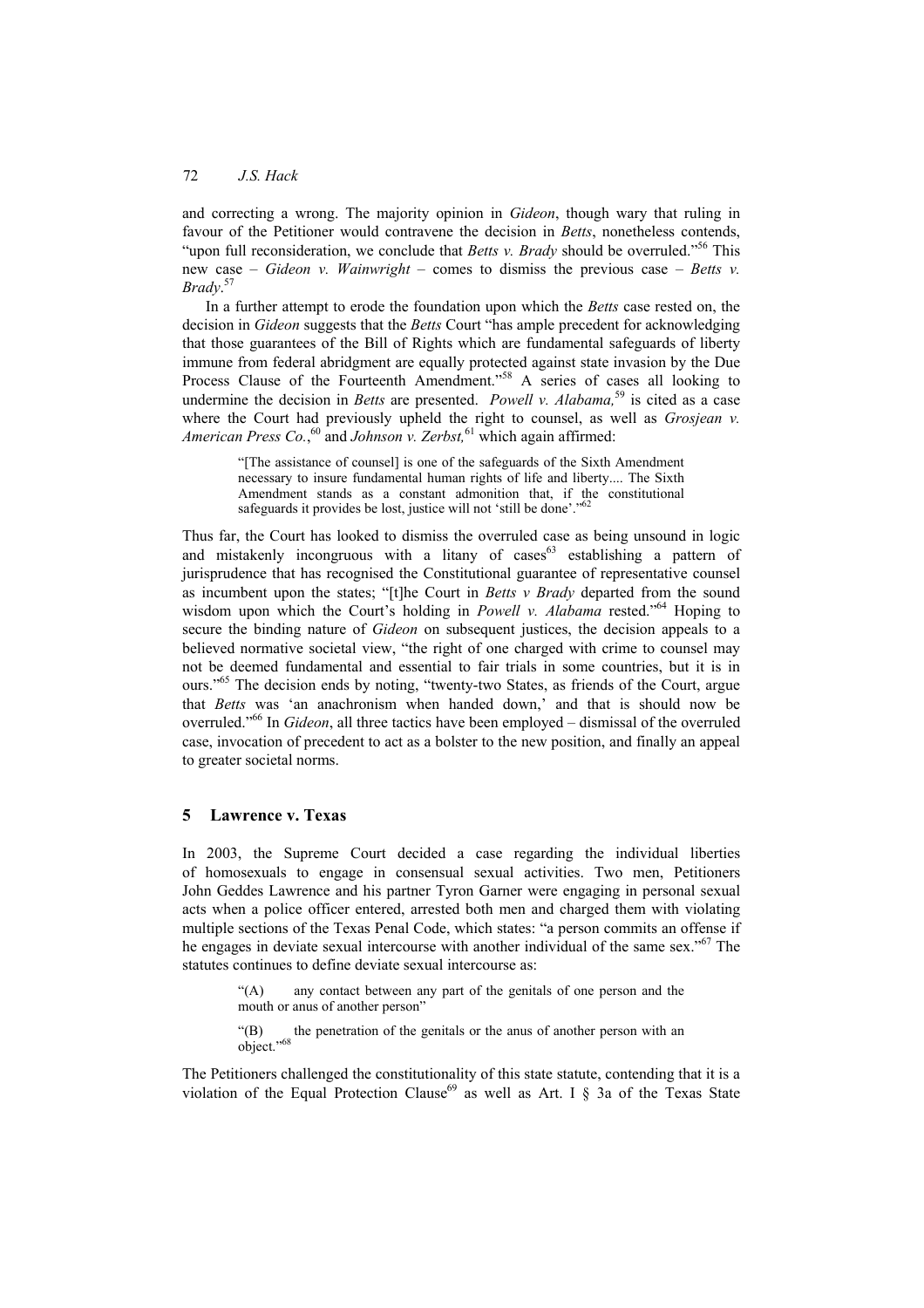and correcting a wrong. The majority opinion in *Gideon*, though wary that ruling in favour of the Petitioner would contravene the decision in *Betts*, nonetheless contends, "upon full reconsideration, we conclude that *Betts v. Brady* should be overruled."[56] This new case – *Gideon v. Wainwright* – comes to dismiss the previous case – *Betts v. Brady*.[57]

In a further attempt to erode the foundation upon which the *Betts* case rested on, the decision in *Gideon* suggests that the *Betts* Court "has ample precedent for acknowledging that those guarantees of the Bill of Rights which are fundamental safeguards of liberty immune from federal abridgment are equally protected against state invasion by the Due Process Clause of the Fourteenth Amendment."[58] A series of cases all looking to undermine the decision in *Betts* are presented. *Powell v. Alabama,*[59] is cited as a case where the Court had previously upheld the right to counsel, as well as *Grosjean v. American Press Co.*,[60] and *Johnson v. Zerbst,*[61] which again affirmed:

> "[The assistance of counsel] is one of the safeguards of the Sixth Amendment necessary to insure fundamental human rights of life and liberty.... The Sixth Amendment stands as a constant admonition that, if the constitutional safeguards it provides be lost, justice will not 'still be done'."[62]

Thus far, the Court has looked to dismiss the overruled case as being unsound in logic and mistakenly incongruous with a litany of cases[63] establishing a pattern of jurisprudence that has recognised the Constitutional guarantee of representative counsel as incumbent upon the states; "[t]he Court in *Betts v Brady* departed from the sound wisdom upon which the Court's holding in *Powell v. Alabama* rested."[64] Hoping to secure the binding nature of *Gideon* on subsequent justices, the decision appeals to a believed normative societal view, "the right of one charged with crime to counsel may not be deemed fundamental and essential to fair trials in some countries, but it is in ours."[65] The decision ends by noting, "twenty-two States, as friends of the Court, argue that *Betts* was 'an anachronism when handed down,' and that is should now be overruled."[66] In *Gideon*, all three tactics have been employed – dismissal of the overruled case, invocation of precedent to act as a bolster to the new position, and finally an appeal to greater societal norms.

## 5 Lawrence v. Texas

In 2003, the Supreme Court decided a case regarding the individual liberties of homosexuals to engage in consensual sexual activities. Two men, Petitioners John Geddes Lawrence and his partner Tyron Garner were engaging in personal sexual acts when a police officer entered, arrested both men and charged them with violating multiple sections of the Texas Penal Code, which states: "a person commits an offense if he engages in deviate sexual intercourse with another individual of the same sex."[67] The statutes continues to define deviate sexual intercourse as:

> "(A) any contact between any part of the genitals of one person and the mouth or anus of another person"
>
> "(B) the penetration of the genitals or the anus of another person with an object."[68]

The Petitioners challenged the constitutionality of this state statute, contending that it is a violation of the Equal Protection Clause[69] as well as Art. I § 3a of the Texas State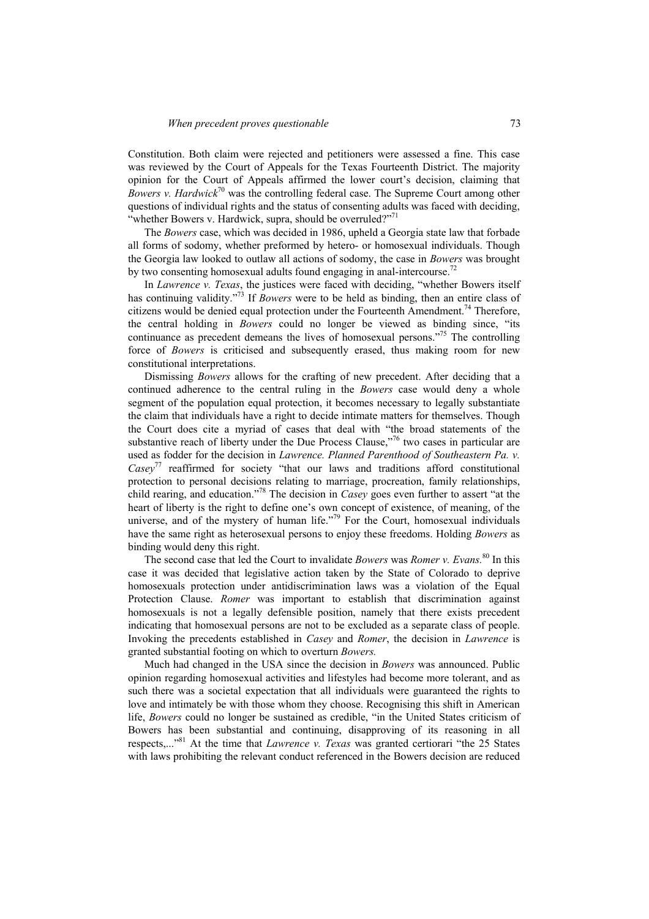Constitution. Both claim were rejected and petitioners were assessed a fine. This case was reviewed by the Court of Appeals for the Texas Fourteenth District. The majority opinion for the Court of Appeals affirmed the lower court's decision, claiming that *Bowers v. Hardwick*[70] was the controlling federal case. The Supreme Court among other questions of individual rights and the status of consenting adults was faced with deciding, "whether Bowers v. Hardwick, supra, should be overruled?"[71]

The *Bowers* case, which was decided in 1986, upheld a Georgia state law that forbade all forms of sodomy, whether preformed by hetero- or homosexual individuals. Though the Georgia law looked to outlaw all actions of sodomy, the case in *Bowers* was brought by two consenting homosexual adults found engaging in anal-intercourse.[72]

In *Lawrence v. Texas*, the justices were faced with deciding, "whether Bowers itself has continuing validity."[73] If *Bowers* were to be held as binding, then an entire class of citizens would be denied equal protection under the Fourteenth Amendment.[74] Therefore, the central holding in *Bowers* could no longer be viewed as binding since, "its continuance as precedent demeans the lives of homosexual persons."[75] The controlling force of *Bowers* is criticised and subsequently erased, thus making room for new constitutional interpretations.

Dismissing *Bowers* allows for the crafting of new precedent. After deciding that a continued adherence to the central ruling in the *Bowers* case would deny a whole segment of the population equal protection, it becomes necessary to legally substantiate the claim that individuals have a right to decide intimate matters for themselves. Though the Court does cite a myriad of cases that deal with "the broad statements of the substantive reach of liberty under the Due Process Clause,"[76] two cases in particular are used as fodder for the decision in *Lawrence. Planned Parenthood of Southeastern Pa. v. Casey*[77] reaffirmed for society "that our laws and traditions afford constitutional protection to personal decisions relating to marriage, procreation, family relationships, child rearing, and education."[78] The decision in *Casey* goes even further to assert "at the heart of liberty is the right to define one's own concept of existence, of meaning, of the universe, and of the mystery of human life."[79] For the Court, homosexual individuals have the same right as heterosexual persons to enjoy these freedoms. Holding *Bowers* as binding would deny this right.

The second case that led the Court to invalidate *Bowers* was *Romer v. Evans.*[80] In this case it was decided that legislative action taken by the State of Colorado to deprive homosexuals protection under antidiscrimination laws was a violation of the Equal Protection Clause. *Romer* was important to establish that discrimination against homosexuals is not a legally defensible position, namely that there exists precedent indicating that homosexual persons are not to be excluded as a separate class of people. Invoking the precedents established in *Casey* and *Romer*, the decision in *Lawrence* is granted substantial footing on which to overturn *Bowers.*

Much had changed in the USA since the decision in *Bowers* was announced. Public opinion regarding homosexual activities and lifestyles had become more tolerant, and as such there was a societal expectation that all individuals were guaranteed the rights to love and intimately be with those whom they choose. Recognising this shift in American life, *Bowers* could no longer be sustained as credible, "in the United States criticism of Bowers has been substantial and continuing, disapproving of its reasoning in all respects,..."[81] At the time that *Lawrence v. Texas* was granted certiorari "the 25 States with laws prohibiting the relevant conduct referenced in the Bowers decision are reduced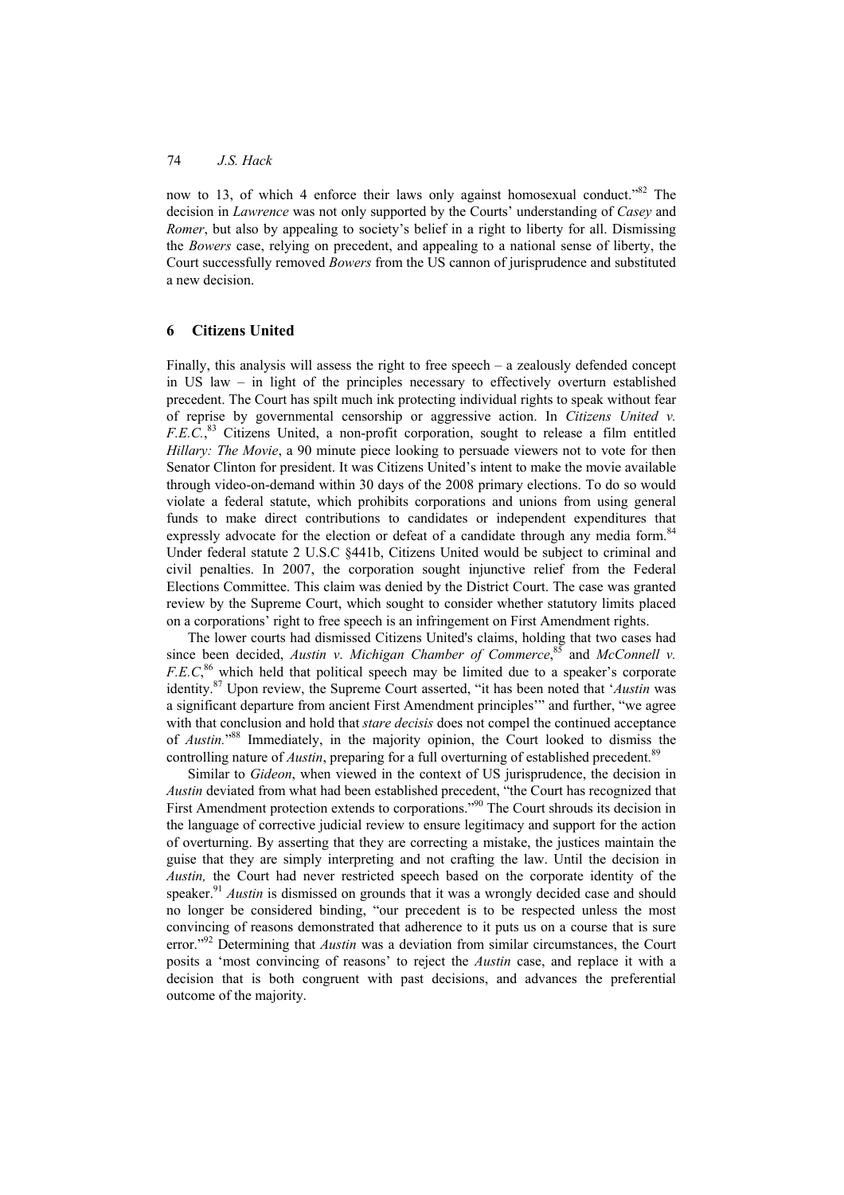now to 13, of which 4 enforce their laws only against homosexual conduct."[82] The decision in *Lawrence* was not only supported by the Courts' understanding of *Casey* and *Romer*, but also by appealing to society's belief in a right to liberty for all. Dismissing the *Bowers* case, relying on precedent, and appealing to a national sense of liberty, the Court successfully removed *Bowers* from the US cannon of jurisprudence and substituted a new decision.

## 6 Citizens United

Finally, this analysis will assess the right to free speech – a zealously defended concept in US law – in light of the principles necessary to effectively overturn established precedent. The Court has spilt much ink protecting individual rights to speak without fear of reprise by governmental censorship or aggressive action. In *Citizens United v. F.E.C.*,[83] Citizens United, a non-profit corporation, sought to release a film entitled *Hillary: The Movie*, a 90 minute piece looking to persuade viewers not to vote for then Senator Clinton for president. It was Citizens United's intent to make the movie available through video-on-demand within 30 days of the 2008 primary elections. To do so would violate a federal statute, which prohibits corporations and unions from using general funds to make direct contributions to candidates or independent expenditures that expressly advocate for the election or defeat of a candidate through any media form.[84] Under federal statute 2 U.S.C §441b, Citizens United would be subject to criminal and civil penalties. In 2007, the corporation sought injunctive relief from the Federal Elections Committee. This claim was denied by the District Court. The case was granted review by the Supreme Court, which sought to consider whether statutory limits placed on a corporations' right to free speech is an infringement on First Amendment rights.

The lower courts had dismissed Citizens United's claims, holding that two cases had since been decided, *Austin v. Michigan Chamber of Commerce*,[85] and *McConnell v. F.E.C*,[86] which held that political speech may be limited due to a speaker's corporate identity.[87] Upon review, the Supreme Court asserted, "it has been noted that '*Austin* was a significant departure from ancient First Amendment principles'" and further, "we agree with that conclusion and hold that *stare decisis* does not compel the continued acceptance of *Austin.*"[88] Immediately, in the majority opinion, the Court looked to dismiss the controlling nature of *Austin*, preparing for a full overturning of established precedent.[89]

Similar to *Gideon*, when viewed in the context of US jurisprudence, the decision in *Austin* deviated from what had been established precedent, "the Court has recognized that First Amendment protection extends to corporations."[90] The Court shrouds its decision in the language of corrective judicial review to ensure legitimacy and support for the action of overturning. By asserting that they are correcting a mistake, the justices maintain the guise that they are simply interpreting and not crafting the law. Until the decision in *Austin,* the Court had never restricted speech based on the corporate identity of the speaker.[91] *Austin* is dismissed on grounds that it was a wrongly decided case and should no longer be considered binding, "our precedent is to be respected unless the most convincing of reasons demonstrated that adherence to it puts us on a course that is sure error."[92] Determining that *Austin* was a deviation from similar circumstances, the Court posits a 'most convincing of reasons' to reject the *Austin* case, and replace it with a decision that is both congruent with past decisions, and advances the preferential outcome of the majority.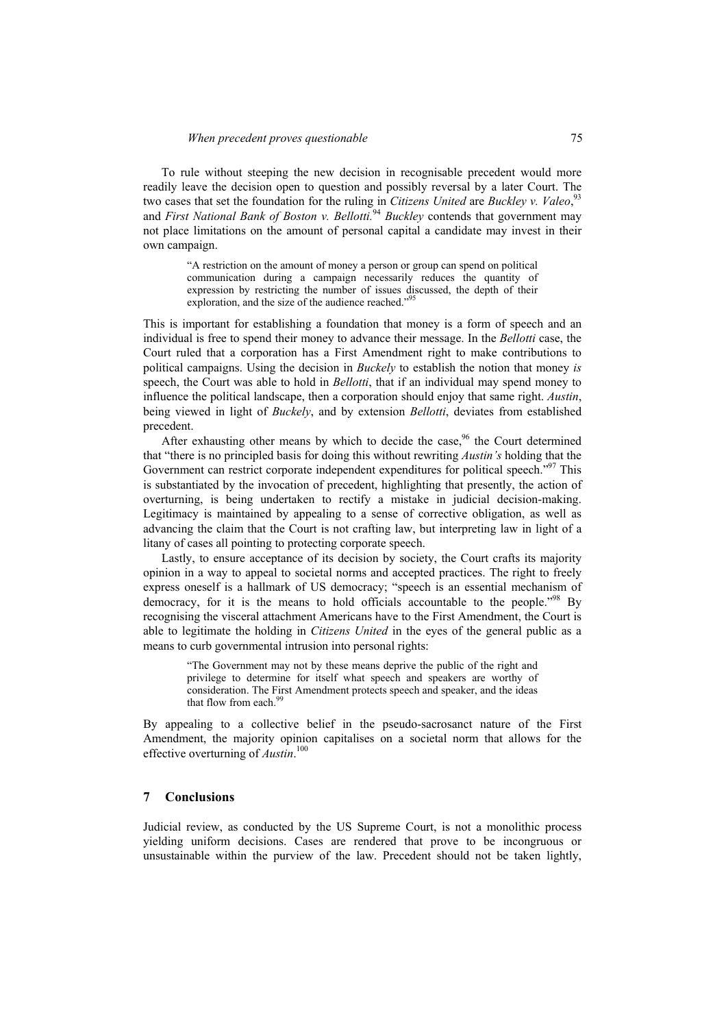To rule without steeping the new decision in recognisable precedent would more readily leave the decision open to question and possibly reversal by a later Court. The two cases that set the foundation for the ruling in *Citizens United* are *Buckley v. Valeo*,[93] and *First National Bank of Boston v. Bellotti.*[94] *Buckley* contends that government may not place limitations on the amount of personal capital a candidate may invest in their own campaign.

> "A restriction on the amount of money a person or group can spend on political communication during a campaign necessarily reduces the quantity of expression by restricting the number of issues discussed, the depth of their exploration, and the size of the audience reached."[95]

This is important for establishing a foundation that money is a form of speech and an individual is free to spend their money to advance their message. In the *Bellotti* case, the Court ruled that a corporation has a First Amendment right to make contributions to political campaigns. Using the decision in *Buckely* to establish the notion that money *is* speech, the Court was able to hold in *Bellotti*, that if an individual may spend money to influence the political landscape, then a corporation should enjoy that same right. *Austin*, being viewed in light of *Buckely*, and by extension *Bellotti*, deviates from established precedent.

After exhausting other means by which to decide the case,[96] the Court determined that "there is no principled basis for doing this without rewriting *Austin's* holding that the Government can restrict corporate independent expenditures for political speech."[97] This is substantiated by the invocation of precedent, highlighting that presently, the action of overturning, is being undertaken to rectify a mistake in judicial decision-making. Legitimacy is maintained by appealing to a sense of corrective obligation, as well as advancing the claim that the Court is not crafting law, but interpreting law in light of a litany of cases all pointing to protecting corporate speech.

Lastly, to ensure acceptance of its decision by society, the Court crafts its majority opinion in a way to appeal to societal norms and accepted practices. The right to freely express oneself is a hallmark of US democracy; "speech is an essential mechanism of democracy, for it is the means to hold officials accountable to the people."[98] By recognising the visceral attachment Americans have to the First Amendment, the Court is able to legitimate the holding in *Citizens United* in the eyes of the general public as a means to curb governmental intrusion into personal rights:

> "The Government may not by these means deprive the public of the right and privilege to determine for itself what speech and speakers are worthy of consideration. The First Amendment protects speech and speaker, and the ideas that flow from each.[99]

By appealing to a collective belief in the pseudo-sacrosanct nature of the First Amendment, the majority opinion capitalises on a societal norm that allows for the effective overturning of *Austin*.[100]

## 7 Conclusions

Judicial review, as conducted by the US Supreme Court, is not a monolithic process yielding uniform decisions. Cases are rendered that prove to be incongruous or unsustainable within the purview of the law. Precedent should not be taken lightly,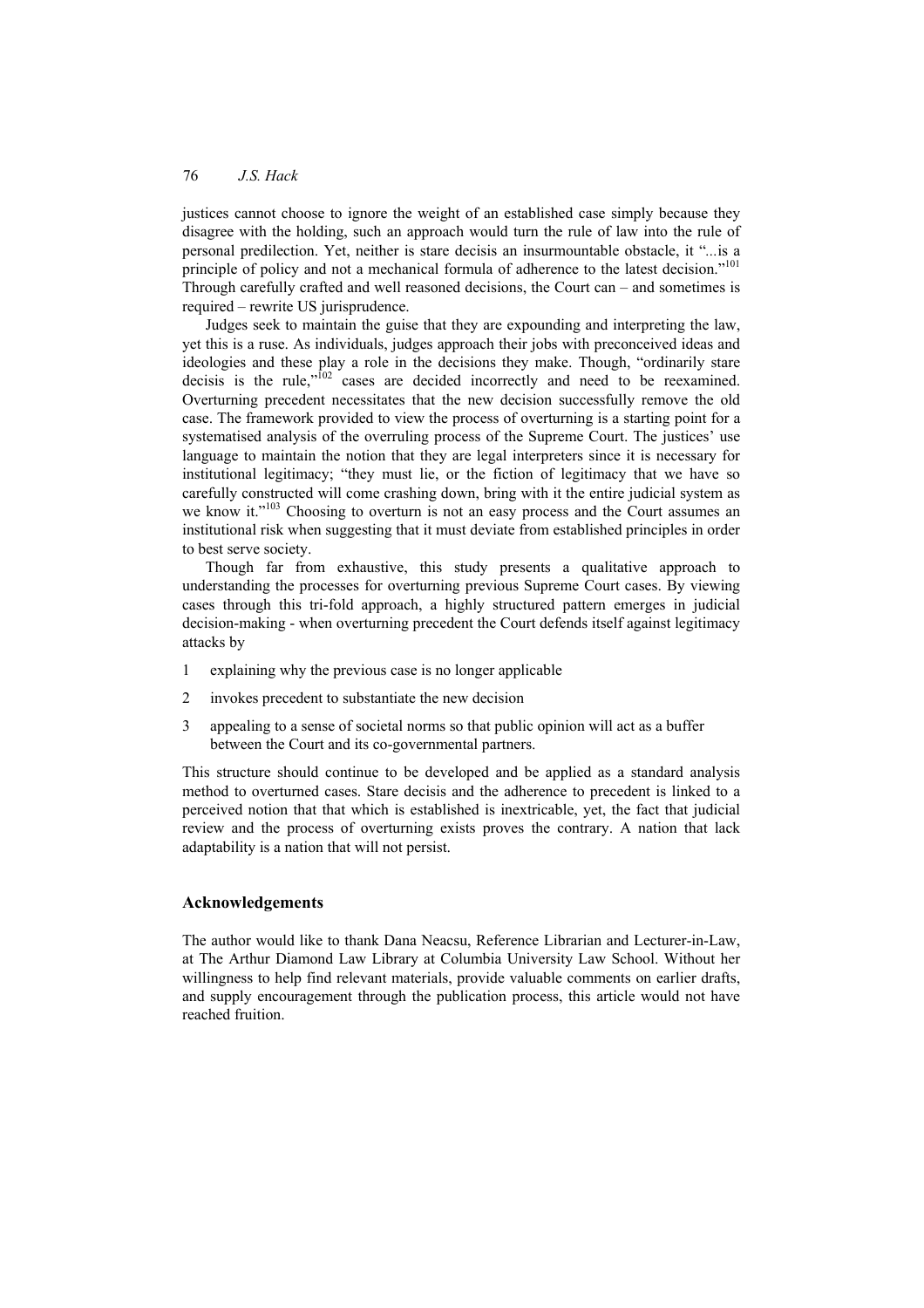justices cannot choose to ignore the weight of an established case simply because they disagree with the holding, such an approach would turn the rule of law into the rule of personal predilection. Yet, neither is stare decisis an insurmountable obstacle, it "...is a principle of policy and not a mechanical formula of adherence to the latest decision."[101] Through carefully crafted and well reasoned decisions, the Court can – and sometimes is required – rewrite US jurisprudence.

Judges seek to maintain the guise that they are expounding and interpreting the law, yet this is a ruse. As individuals, judges approach their jobs with preconceived ideas and ideologies and these play a role in the decisions they make. Though, "ordinarily stare decisis is the rule,"[102] cases are decided incorrectly and need to be reexamined. Overturning precedent necessitates that the new decision successfully remove the old case. The framework provided to view the process of overturning is a starting point for a systematised analysis of the overruling process of the Supreme Court. The justices' use language to maintain the notion that they are legal interpreters since it is necessary for institutional legitimacy; "they must lie, or the fiction of legitimacy that we have so carefully constructed will come crashing down, bring with it the entire judicial system as we know it."[103] Choosing to overturn is not an easy process and the Court assumes an institutional risk when suggesting that it must deviate from established principles in order to best serve society.

Though far from exhaustive, this study presents a qualitative approach to understanding the processes for overturning previous Supreme Court cases. By viewing cases through this tri-fold approach, a highly structured pattern emerges in judicial decision-making - when overturning precedent the Court defends itself against legitimacy attacks by

1. explaining why the previous case is no longer applicable
2. invokes precedent to substantiate the new decision
3. appealing to a sense of societal norms so that public opinion will act as a buffer between the Court and its co-governmental partners.

This structure should continue to be developed and be applied as a standard analysis method to overturned cases. Stare decisis and the adherence to precedent is linked to a perceived notion that that which is established is inextricable, yet, the fact that judicial review and the process of overturning exists proves the contrary. A nation that lack adaptability is a nation that will not persist.

## Acknowledgements

The author would like to thank Dana Neacsu, Reference Librarian and Lecturer-in-Law, at The Arthur Diamond Law Library at Columbia University Law School. Without her willingness to help find relevant materials, provide valuable comments on earlier drafts, and supply encouragement through the publication process, this article would not have reached fruition.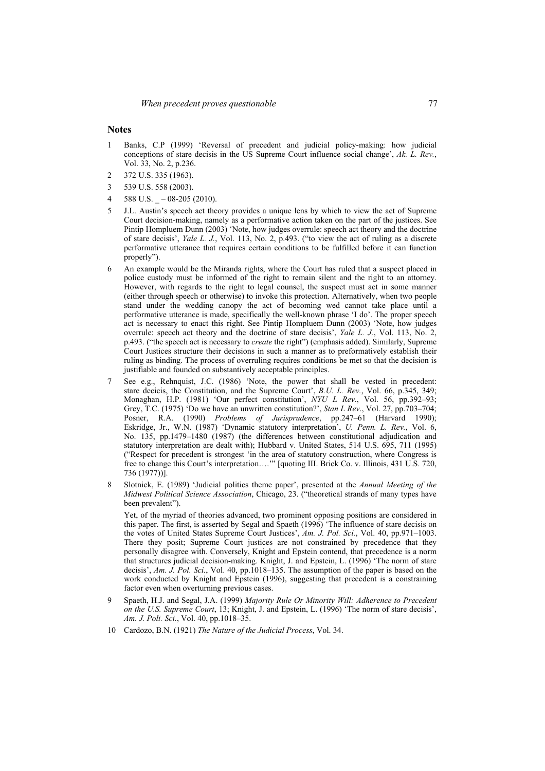## Notes

1. Banks, C.P (1999) 'Reversal of precedent and judicial policy-making: how judicial conceptions of stare decisis in the US Supreme Court influence social change', *Ak. L. Rev.*, Vol. 33, No. 2, p.236.

2. 372 U.S. 335 (1963).

3. 539 U.S. 558 (2003).

4. 588 U.S. _ – 08-205 (2010).

5. J.L. Austin's speech act theory provides a unique lens by which to view the act of Supreme Court decision-making, namely as a performative action taken on the part of the justices. See Pintip Hompluem Dunn (2003) 'Note, how judges overrule: speech act theory and the doctrine of stare decisis', *Yale L. J.*, Vol. 113, No. 2, p.493. ("to view the act of ruling as a discrete performative utterance that requires certain conditions to be fulfilled before it can function properly").

6. An example would be the Miranda rights, where the Court has ruled that a suspect placed in police custody must be informed of the right to remain silent and the right to an attorney. However, with regards to the right to legal counsel, the suspect must act in some manner (either through speech or otherwise) to invoke this protection. Alternatively, when two people stand under the wedding canopy the act of becoming wed cannot take place until a performative utterance is made, specifically the well-known phrase 'I do'. The proper speech act is necessary to enact this right. See Pintip Hompluem Dunn (2003) 'Note, how judges overrule: speech act theory and the doctrine of stare decisis', *Yale L. J.*, Vol. 113, No. 2, p.493. ("the speech act is necessary to *create* the right") (emphasis added). Similarly, Supreme Court Justices structure their decisions in such a manner as to preformatively establish their ruling as binding. The process of overruling requires conditions be met so that the decision is justifiable and founded on substantively acceptable principles.

7. See e.g., Rehnquist, J.C. (1986) 'Note, the power that shall be vested in precedent: stare decicis, the Constitution, and the Supreme Court', *B.U. L. Rev.*, Vol. 66, p.345, 349; Monaghan, H.P. (1981) 'Our perfect constitution', *NYU L Rev*., Vol. 56, pp.392–93; Grey, T.C. (1975) 'Do we have an unwritten constitution?', *Stan L Rev*., Vol. 27, pp.703–704; Posner, R.A. (1990) *Problems of Jurisprudence*, pp.247–61 (Harvard 1990); Eskridge, Jr., W.N. (1987) 'Dynamic statutory interpretation', *U. Penn. L. Rev.*, Vol. 6, No. 135, pp.1479–1480 (1987) (the differences between constitutional adjudication and statutory interpretation are dealt with); Hubbard v. United States, 514 U.S. 695, 711 (1995) ("Respect for precedent is strongest 'in the area of statutory construction, where Congress is free to change this Court's interpretation….'" [quoting Ill. Brick Co. v. Illinois, 431 U.S. 720, 736 (1977))].

8. Slotnick, E. (1989) 'Judicial politics theme paper', presented at the *Annual Meeting of the Midwest Political Science Association*, Chicago, 23. ("theoretical strands of many types have been prevalent").

   Yet, of the myriad of theories advanced, two prominent opposing positions are considered in this paper. The first, is asserted by Segal and Spaeth (1996) 'The influence of stare decisis on the votes of United States Supreme Court Justices', *Am. J. Pol. Sci.*, Vol. 40, pp.971–1003. There they posit; Supreme Court justices are not constrained by precedence that they personally disagree with. Conversely, Knight and Epstein contend, that precedence is a norm that structures judicial decision-making. Knight, J. and Epstein, L. (1996) 'The norm of stare decisis', *Am. J. Pol. Sci.*, Vol. 40, pp.1018–135. The assumption of the paper is based on the work conducted by Knight and Epstein (1996), suggesting that precedent is a constraining factor even when overturning previous cases.

9. Spaeth, H.J. and Segal, J.A. (1999) *Majority Rule Or Minority Will: Adherence to Precedent on the U.S. Supreme Court*, 13; Knight, J. and Epstein, L. (1996) 'The norm of stare decisis', *Am. J. Poli. Sci.*, Vol. 40, pp.1018–35.

10. Cardozo, B.N. (1921) *The Nature of the Judicial Process*, Vol. 34.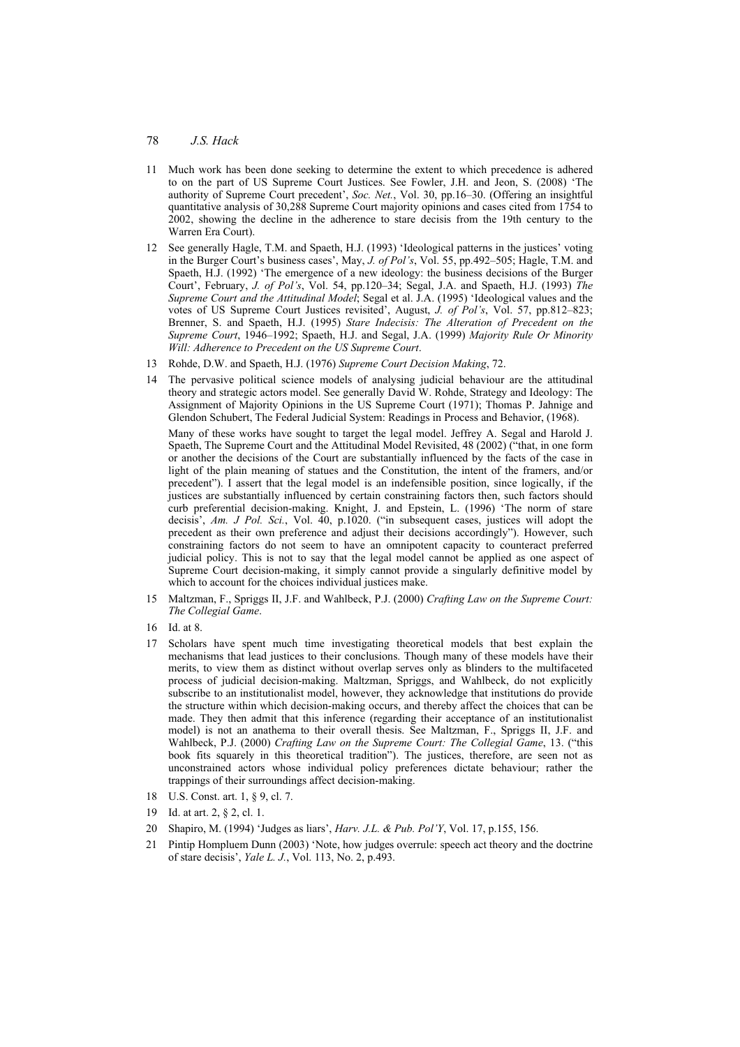11 Much work has been done seeking to determine the extent to which precedence is adhered to on the part of US Supreme Court Justices. See Fowler, J.H. and Jeon, S. (2008) 'The authority of Supreme Court precedent', *Soc. Net.*, Vol. 30, pp.16–30. (Offering an insightful quantitative analysis of 30,288 Supreme Court majority opinions and cases cited from 1754 to 2002, showing the decline in the adherence to stare decisis from the 19th century to the Warren Era Court).

12 See generally Hagle, T.M. and Spaeth, H.J. (1993) 'Ideological patterns in the justices' voting in the Burger Court's business cases', May, *J. of Pol's*, Vol. 55, pp.492–505; Hagle, T.M. and Spaeth, H.J. (1992) 'The emergence of a new ideology: the business decisions of the Burger Court', February, *J. of Pol's*, Vol. 54, pp.120–34; Segal, J.A. and Spaeth, H.J. (1993) *The Supreme Court and the Attitudinal Model*; Segal et al. J.A. (1995) 'Ideological values and the votes of US Supreme Court Justices revisited', August, *J. of Pol's*, Vol. 57, pp.812–823; Brenner, S. and Spaeth, H.J. (1995) *Stare Indecisis: The Alteration of Precedent on the Supreme Court*, 1946–1992; Spaeth, H.J. and Segal, J.A. (1999) *Majority Rule Or Minority Will: Adherence to Precedent on the US Supreme Court*.

13 Rohde, D.W. and Spaeth, H.J. (1976) *Supreme Court Decision Making*, 72.

14 The pervasive political science models of analysing judicial behaviour are the attitudinal theory and strategic actors model. See generally David W. Rohde, Strategy and Ideology: The Assignment of Majority Opinions in the US Supreme Court (1971); Thomas P. Jahnige and Glendon Schubert, The Federal Judicial System: Readings in Process and Behavior, (1968).

Many of these works have sought to target the legal model. Jeffrey A. Segal and Harold J. Spaeth, The Supreme Court and the Attitudinal Model Revisited, 48 (2002) ("that, in one form or another the decisions of the Court are substantially influenced by the facts of the case in light of the plain meaning of statues and the Constitution, the intent of the framers, and/or precedent"). I assert that the legal model is an indefensible position, since logically, if the justices are substantially influenced by certain constraining factors then, such factors should curb preferential decision-making. Knight, J. and Epstein, L. (1996) 'The norm of stare decisis', *Am. J Pol. Sci.*, Vol. 40, p.1020. ("in subsequent cases, justices will adopt the precedent as their own preference and adjust their decisions accordingly"). However, such constraining factors do not seem to have an omnipotent capacity to counteract preferred judicial policy. This is not to say that the legal model cannot be applied as one aspect of Supreme Court decision-making, it simply cannot provide a singularly definitive model by which to account for the choices individual justices make.

15 Maltzman, F., Spriggs II, J.F. and Wahlbeck, P.J. (2000) *Crafting Law on the Supreme Court: The Collegial Game*.

16 Id. at 8.

17 Scholars have spent much time investigating theoretical models that best explain the mechanisms that lead justices to their conclusions. Though many of these models have their merits, to view them as distinct without overlap serves only as blinders to the multifaceted process of judicial decision-making. Maltzman, Spriggs, and Wahlbeck, do not explicitly subscribe to an institutionalist model, however, they acknowledge that institutions do provide the structure within which decision-making occurs, and thereby affect the choices that can be made. They then admit that this inference (regarding their acceptance of an institutionalist model) is not an anathema to their overall thesis. See Maltzman, F., Spriggs II, J.F. and Wahlbeck, P.J. (2000) *Crafting Law on the Supreme Court: The Collegial Game*, 13. ("this book fits squarely in this theoretical tradition"). The justices, therefore, are seen not as unconstrained actors whose individual policy preferences dictate behaviour; rather the trappings of their surroundings affect decision-making.

18 U.S. Const. art. 1, § 9, cl. 7.

19 Id. at art. 2, § 2, cl. 1.

20 Shapiro, M. (1994) 'Judges as liars', *Harv. J.L. & Pub. Pol'Y*, Vol. 17, p.155, 156.

21 Pintip Hompluem Dunn (2003) 'Note, how judges overrule: speech act theory and the doctrine of stare decisis', *Yale L. J.*, Vol. 113, No. 2, p.493.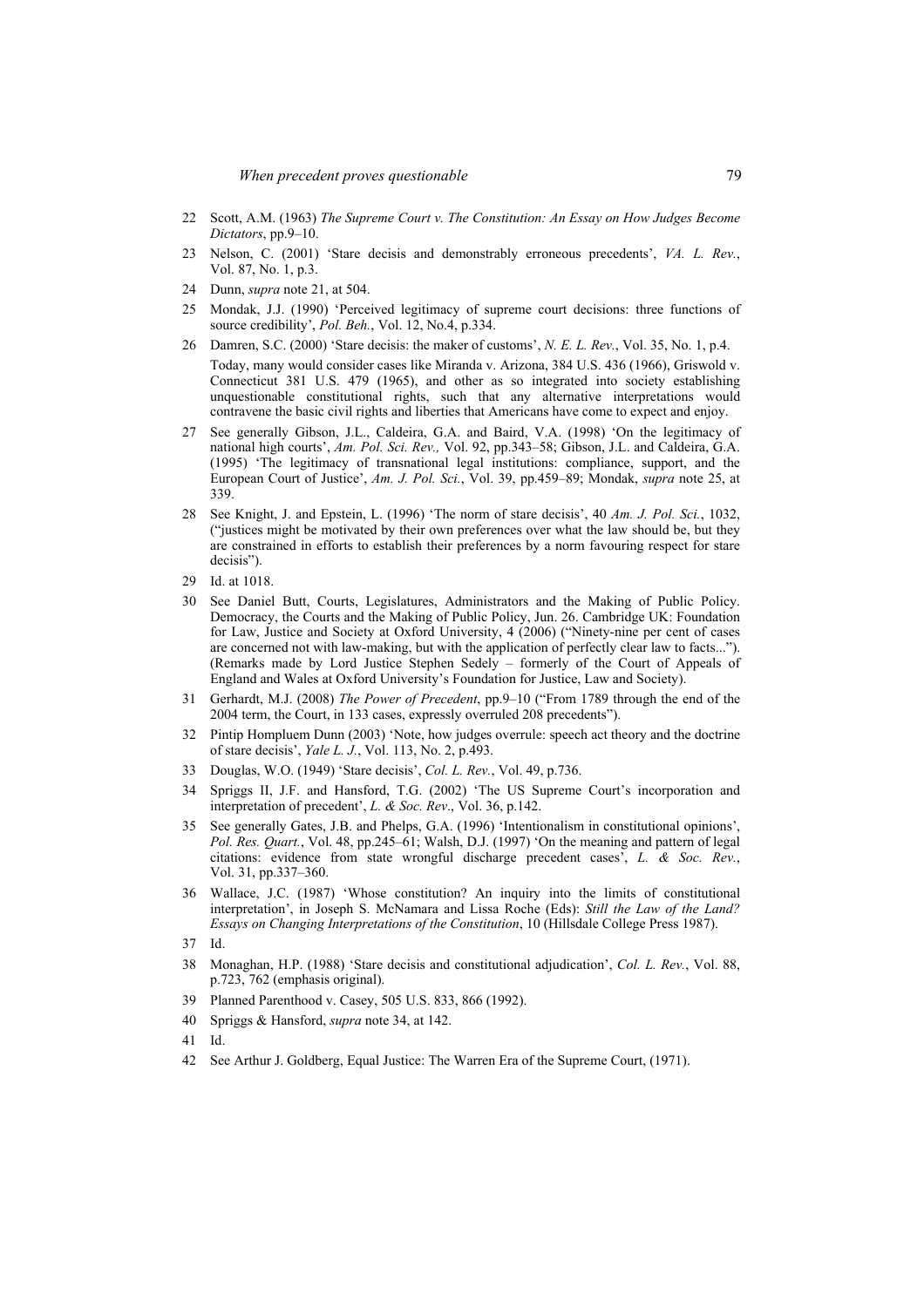22 Scott, A.M. (1963) *The Supreme Court v. The Constitution: An Essay on How Judges Become Dictators*, pp.9–10.

23 Nelson, C. (2001) 'Stare decisis and demonstrably erroneous precedents', *VA. L. Rev.*, Vol. 87, No. 1, p.3.

24 Dunn, *supra* note 21, at 504.

25 Mondak, J.J. (1990) 'Perceived legitimacy of supreme court decisions: three functions of source credibility', *Pol. Beh.*, Vol. 12, No.4, p.334.

26 Damren, S.C. (2000) 'Stare decisis: the maker of customs', *N. E. L. Rev.*, Vol. 35, No. 1, p.4.

Today, many would consider cases like Miranda v. Arizona, 384 U.S. 436 (1966), Griswold v. Connecticut 381 U.S. 479 (1965), and other as so integrated into society establishing unquestionable constitutional rights, such that any alternative interpretations would contravene the basic civil rights and liberties that Americans have come to expect and enjoy.

27 See generally Gibson, J.L., Caldeira, G.A. and Baird, V.A. (1998) 'On the legitimacy of national high courts', *Am. Pol. Sci. Rev.,* Vol. 92, pp.343–58; Gibson, J.L. and Caldeira, G.A. (1995) 'The legitimacy of transnational legal institutions: compliance, support, and the European Court of Justice', *Am. J. Pol. Sci.*, Vol. 39, pp.459–89; Mondak, *supra* note 25, at 339.

28 See Knight, J. and Epstein, L. (1996) 'The norm of stare decisis', 40 *Am. J. Pol. Sci.*, 1032, ("justices might be motivated by their own preferences over what the law should be, but they are constrained in efforts to establish their preferences by a norm favouring respect for stare decisis").

29 Id. at 1018.

30 See Daniel Butt, Courts, Legislatures, Administrators and the Making of Public Policy. Democracy, the Courts and the Making of Public Policy, Jun. 26. Cambridge UK: Foundation for Law, Justice and Society at Oxford University, 4 (2006) ("Ninety-nine per cent of cases are concerned not with law-making, but with the application of perfectly clear law to facts..."). (Remarks made by Lord Justice Stephen Sedely – formerly of the Court of Appeals of England and Wales at Oxford University's Foundation for Justice, Law and Society).

31 Gerhardt, M.J. (2008) *The Power of Precedent*, pp.9–10 ("From 1789 through the end of the 2004 term, the Court, in 133 cases, expressly overruled 208 precedents").

32 Pintip Hompluem Dunn (2003) 'Note, how judges overrule: speech act theory and the doctrine of stare decisis', *Yale L. J.*, Vol. 113, No. 2, p.493.

33 Douglas, W.O. (1949) 'Stare decisis', *Col. L. Rev.*, Vol. 49, p.736.

34 Spriggs II, J.F. and Hansford, T.G. (2002) 'The US Supreme Court's incorporation and interpretation of precedent', *L. & Soc. Rev*., Vol. 36, p.142.

35 See generally Gates, J.B. and Phelps, G.A. (1996) 'Intentionalism in constitutional opinions', *Pol. Res. Quart.*, Vol. 48, pp.245–61; Walsh, D.J. (1997) 'On the meaning and pattern of legal citations: evidence from state wrongful discharge precedent cases', *L. & Soc. Rev.*, Vol. 31, pp.337–360.

36 Wallace, J.C. (1987) 'Whose constitution? An inquiry into the limits of constitutional interpretation', in Joseph S. McNamara and Lissa Roche (Eds): *Still the Law of the Land? Essays on Changing Interpretations of the Constitution*, 10 (Hillsdale College Press 1987).

37 Id.

38 Monaghan, H.P. (1988) 'Stare decisis and constitutional adjudication', *Col. L. Rev.*, Vol. 88, p.723, 762 (emphasis original).

39 Planned Parenthood v. Casey, 505 U.S. 833, 866 (1992).

40 Spriggs & Hansford, *supra* note 34, at 142.

41 Id.

42 See Arthur J. Goldberg, Equal Justice: The Warren Era of the Supreme Court, (1971).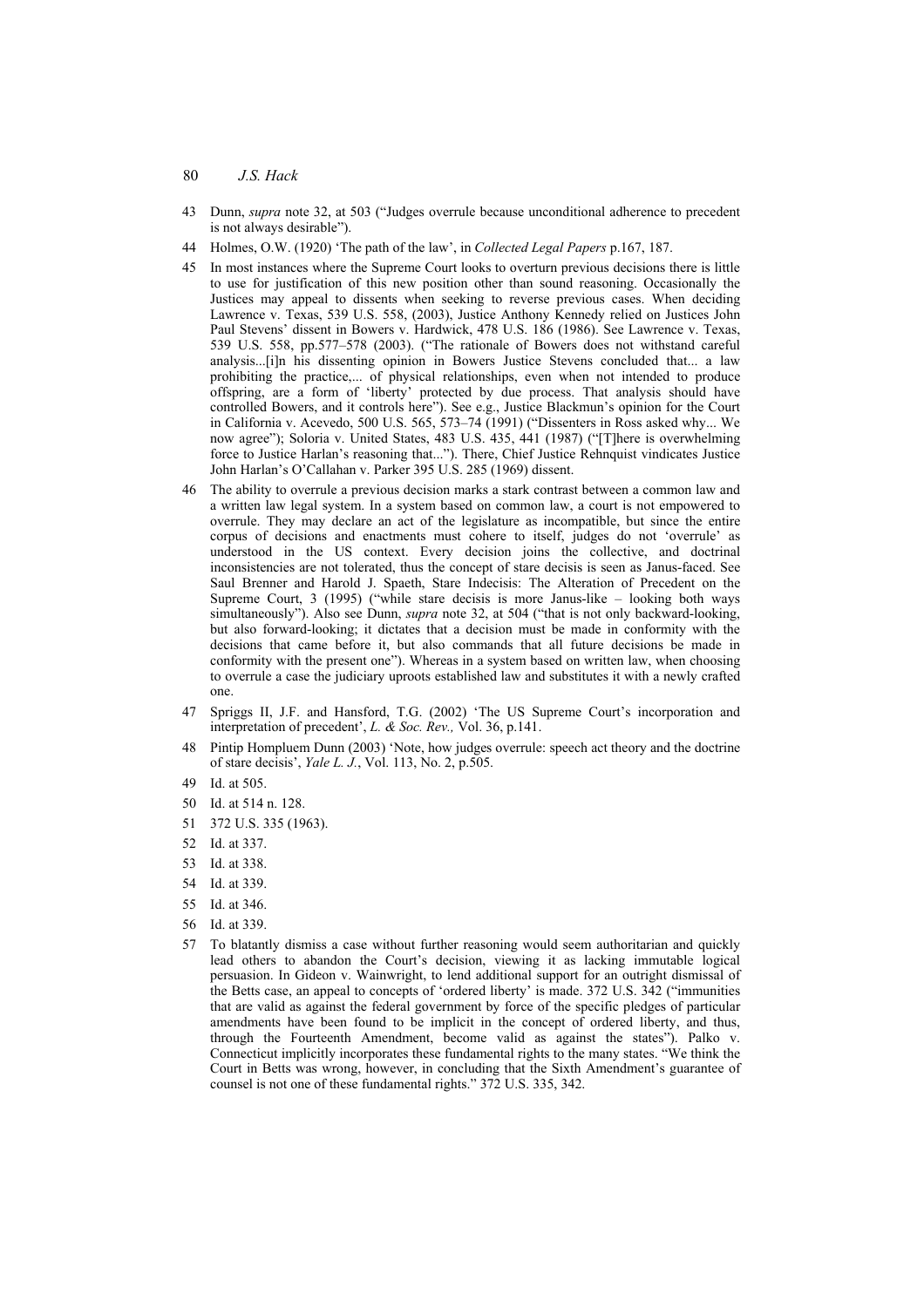43 Dunn, *supra* note 32, at 503 ("Judges overrule because unconditional adherence to precedent is not always desirable").

44 Holmes, O.W. (1920) 'The path of the law', in *Collected Legal Papers* p.167, 187.

45 In most instances where the Supreme Court looks to overturn previous decisions there is little to use for justification of this new position other than sound reasoning. Occasionally the Justices may appeal to dissents when seeking to reverse previous cases. When deciding Lawrence v. Texas, 539 U.S. 558, (2003), Justice Anthony Kennedy relied on Justices John Paul Stevens' dissent in Bowers v. Hardwick, 478 U.S. 186 (1986). See Lawrence v. Texas, 539 U.S. 558, pp.577–578 (2003). ("The rationale of Bowers does not withstand careful analysis...[i]n his dissenting opinion in Bowers Justice Stevens concluded that... a law prohibiting the practice,... of physical relationships, even when not intended to produce offspring, are a form of 'liberty' protected by due process. That analysis should have controlled Bowers, and it controls here"). See e.g., Justice Blackmun's opinion for the Court in California v. Acevedo, 500 U.S. 565, 573–74 (1991) ("Dissenters in Ross asked why... We now agree"); Soloria v. United States, 483 U.S. 435, 441 (1987) ("[T]here is overwhelming force to Justice Harlan's reasoning that..."). There, Chief Justice Rehnquist vindicates Justice John Harlan's O'Callahan v. Parker 395 U.S. 285 (1969) dissent.

46 The ability to overrule a previous decision marks a stark contrast between a common law and a written law legal system. In a system based on common law, a court is not empowered to overrule. They may declare an act of the legislature as incompatible, but since the entire corpus of decisions and enactments must cohere to itself, judges do not 'overrule' as understood in the US context. Every decision joins the collective, and doctrinal inconsistencies are not tolerated, thus the concept of stare decisis is seen as Janus-faced. See Saul Brenner and Harold J. Spaeth, Stare Indecisis: The Alteration of Precedent on the Supreme Court, 3 (1995) ("while stare decisis is more Janus-like – looking both ways simultaneously"). Also see Dunn, *supra* note 32, at 504 ("that is not only backward-looking, but also forward-looking; it dictates that a decision must be made in conformity with the decisions that came before it, but also commands that all future decisions be made in conformity with the present one"). Whereas in a system based on written law, when choosing to overrule a case the judiciary uproots established law and substitutes it with a newly crafted one.

47 Spriggs II, J.F. and Hansford, T.G. (2002) 'The US Supreme Court's incorporation and interpretation of precedent', *L. & Soc. Rev.,* Vol. 36, p.141.

48 Pintip Hompluem Dunn (2003) 'Note, how judges overrule: speech act theory and the doctrine of stare decisis', *Yale L. J.*, Vol. 113, No. 2, p.505.

49 Id. at 505.

50 Id. at 514 n. 128.

51 372 U.S. 335 (1963).

52 Id. at 337.

53 Id. at 338.

54 Id. at 339.

55 Id. at 346.

56 Id. at 339.

57 To blatantly dismiss a case without further reasoning would seem authoritarian and quickly lead others to abandon the Court's decision, viewing it as lacking immutable logical persuasion. In Gideon v. Wainwright, to lend additional support for an outright dismissal of the Betts case, an appeal to concepts of 'ordered liberty' is made. 372 U.S. 342 ("immunities that are valid as against the federal government by force of the specific pledges of particular amendments have been found to be implicit in the concept of ordered liberty, and thus, through the Fourteenth Amendment, become valid as against the states"). Palko v. Connecticut implicitly incorporates these fundamental rights to the many states. "We think the Court in Betts was wrong, however, in concluding that the Sixth Amendment's guarantee of counsel is not one of these fundamental rights." 372 U.S. 335, 342.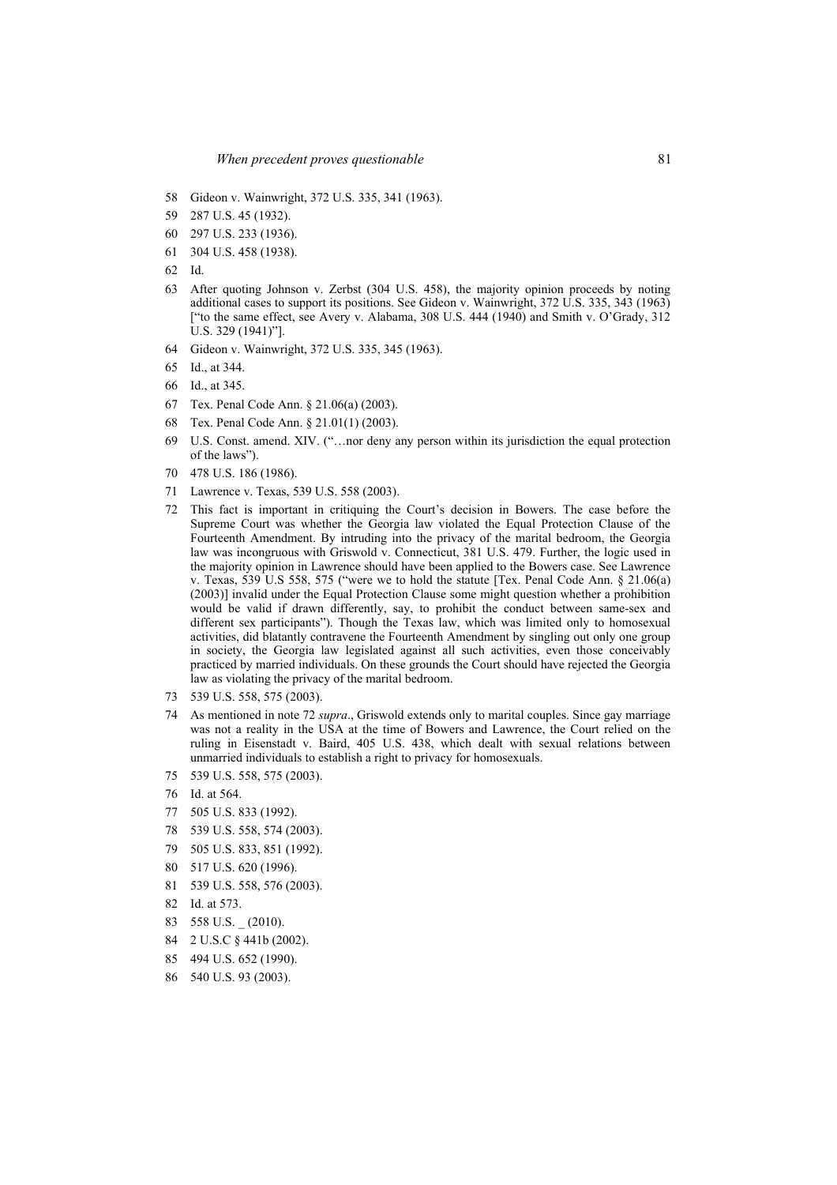58 Gideon v. Wainwright, 372 U.S. 335, 341 (1963).

59 287 U.S. 45 (1932).

60 297 U.S. 233 (1936).

61 304 U.S. 458 (1938).

62 Id.

63 After quoting Johnson v. Zerbst (304 U.S. 458), the majority opinion proceeds by noting additional cases to support its positions. See Gideon v. Wainwright, 372 U.S. 335, 343 (1963) ["to the same effect, see Avery v. Alabama, 308 U.S. 444 (1940) and Smith v. O'Grady, 312 U.S. 329 (1941)"].

64 Gideon v. Wainwright, 372 U.S. 335, 345 (1963).

65 Id., at 344.

66 Id., at 345.

67 Tex. Penal Code Ann. § 21.06(a) (2003).

68 Tex. Penal Code Ann. § 21.01(1) (2003).

69 U.S. Const. amend. XIV. ("…nor deny any person within its jurisdiction the equal protection of the laws").

70 478 U.S. 186 (1986).

71 Lawrence v. Texas, 539 U.S. 558 (2003).

72 This fact is important in critiquing the Court's decision in Bowers. The case before the Supreme Court was whether the Georgia law violated the Equal Protection Clause of the Fourteenth Amendment. By intruding into the privacy of the marital bedroom, the Georgia law was incongruous with Griswold v. Connecticut, 381 U.S. 479. Further, the logic used in the majority opinion in Lawrence should have been applied to the Bowers case. See Lawrence v. Texas, 539 U.S 558, 575 ("were we to hold the statute [Tex. Penal Code Ann. § 21.06(a) (2003)] invalid under the Equal Protection Clause some might question whether a prohibition would be valid if drawn differently, say, to prohibit the conduct between same-sex and different sex participants"). Though the Texas law, which was limited only to homosexual activities, did blatantly contravene the Fourteenth Amendment by singling out only one group in society, the Georgia law legislated against all such activities, even those conceivably practiced by married individuals. On these grounds the Court should have rejected the Georgia law as violating the privacy of the marital bedroom.

73 539 U.S. 558, 575 (2003).

74 As mentioned in note 72 *supra*., Griswold extends only to marital couples. Since gay marriage was not a reality in the USA at the time of Bowers and Lawrence, the Court relied on the ruling in Eisenstadt v. Baird, 405 U.S. 438, which dealt with sexual relations between unmarried individuals to establish a right to privacy for homosexuals.

75 539 U.S. 558, 575 (2003).

76 Id. at 564.

77 505 U.S. 833 (1992).

78 539 U.S. 558, 574 (2003).

79 505 U.S. 833, 851 (1992).

80 517 U.S. 620 (1996).

81 539 U.S. 558, 576 (2003).

82 Id. at 573.

83 558 U.S. _ (2010).

84 2 U.S.C § 441b (2002).

85 494 U.S. 652 (1990).

86 540 U.S. 93 (2003).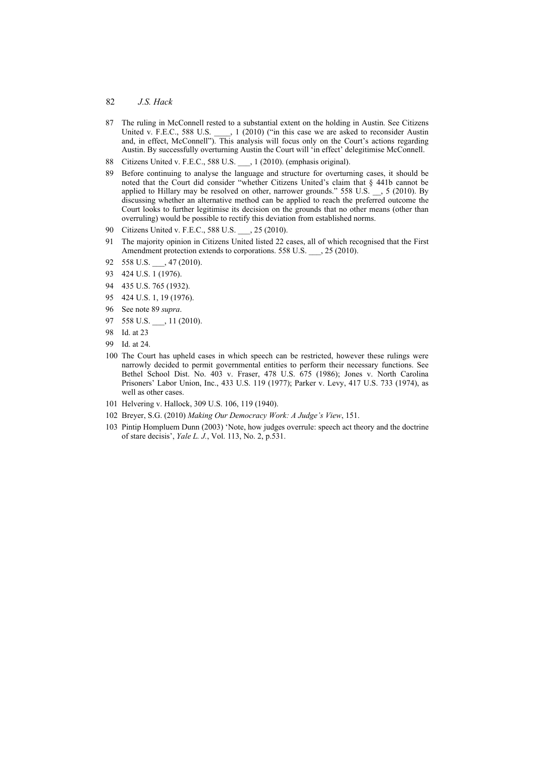87 The ruling in McConnell rested to a substantial extent on the holding in Austin. See Citizens United v. F.E.C., 588 U.S. ____, 1 (2010) ("in this case we are asked to reconsider Austin and, in effect, McConnell"). This analysis will focus only on the Court's actions regarding Austin. By successfully overturning Austin the Court will 'in effect' delegitimise McConnell.

88 Citizens United v. F.E.C., 588 U.S. ___, 1 (2010). (emphasis original).

89 Before continuing to analyse the language and structure for overturning cases, it should be noted that the Court did consider "whether Citizens United's claim that § 441b cannot be applied to Hillary may be resolved on other, narrower grounds." 558 U.S. __, 5 (2010). By discussing whether an alternative method can be applied to reach the preferred outcome the Court looks to further legitimise its decision on the grounds that no other means (other than overruling) would be possible to rectify this deviation from established norms.

90 Citizens United v. F.E.C., 588 U.S. ___, 25 (2010).

91 The majority opinion in Citizens United listed 22 cases, all of which recognised that the First Amendment protection extends to corporations. 558 U.S. ___, 25 (2010).

92 558 U.S. ___, 47 (2010).

93 424 U.S. 1 (1976).

94 435 U.S. 765 (1932).

95 424 U.S. 1, 19 (1976).

96 See note 89 *supra*.

97 558 U.S. ___, 11 (2010).

98 Id. at 23

99 Id. at 24.

100 The Court has upheld cases in which speech can be restricted, however these rulings were narrowly decided to permit governmental entities to perform their necessary functions. See Bethel School Dist. No. 403 v. Fraser, 478 U.S. 675 (1986); Jones v. North Carolina Prisoners' Labor Union, Inc., 433 U.S. 119 (1977); Parker v. Levy, 417 U.S. 733 (1974), as well as other cases.

101 Helvering v. Hallock, 309 U.S. 106, 119 (1940).

102 Breyer, S.G. (2010) *Making Our Democracy Work: A Judge's View*, 151.

103 Pintip Hompluem Dunn (2003) 'Note, how judges overrule: speech act theory and the doctrine of stare decisis', *Yale L. J.*, Vol. 113, No. 2, p.531.